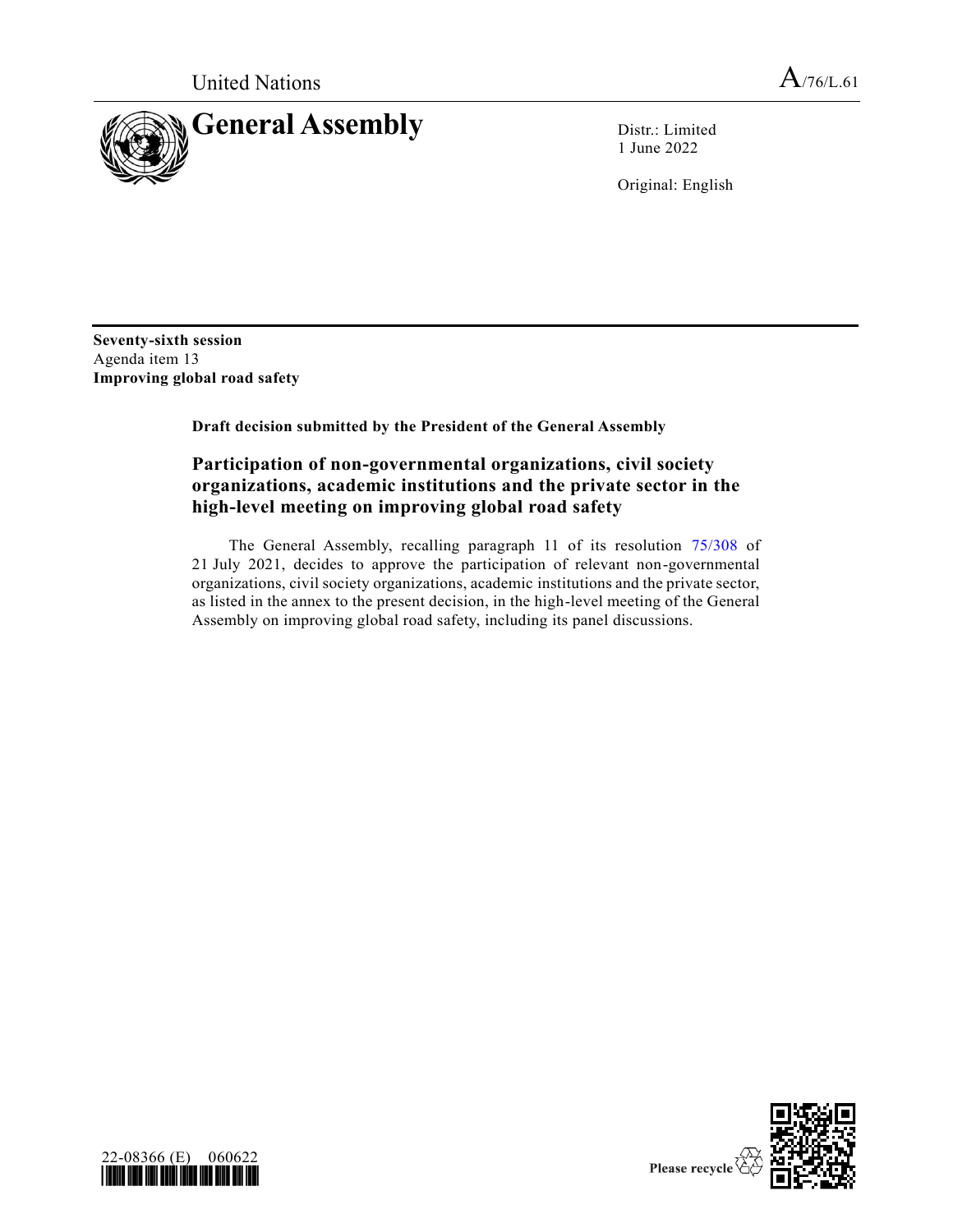United Nations

A/76/L.61

# General Assembly

Distr.: Limited
1 June 2022

Original: English

**Seventy-sixth session**
Agenda item 13
**Improving global road safety**

**Draft decision submitted by the President of the General Assembly**

## Participation of non-governmental organizations, civil society organizations, academic institutions and the private sector in the high-level meeting on improving global road safety

The General Assembly, recalling paragraph 11 of its resolution 75/308 of 21 July 2021, decides to approve the participation of relevant non-governmental organizations, civil society organizations, academic institutions and the private sector, as listed in the annex to the present decision, in the high-level meeting of the General Assembly on improving global road safety, including its panel discussions.

22-08366 (E) 060622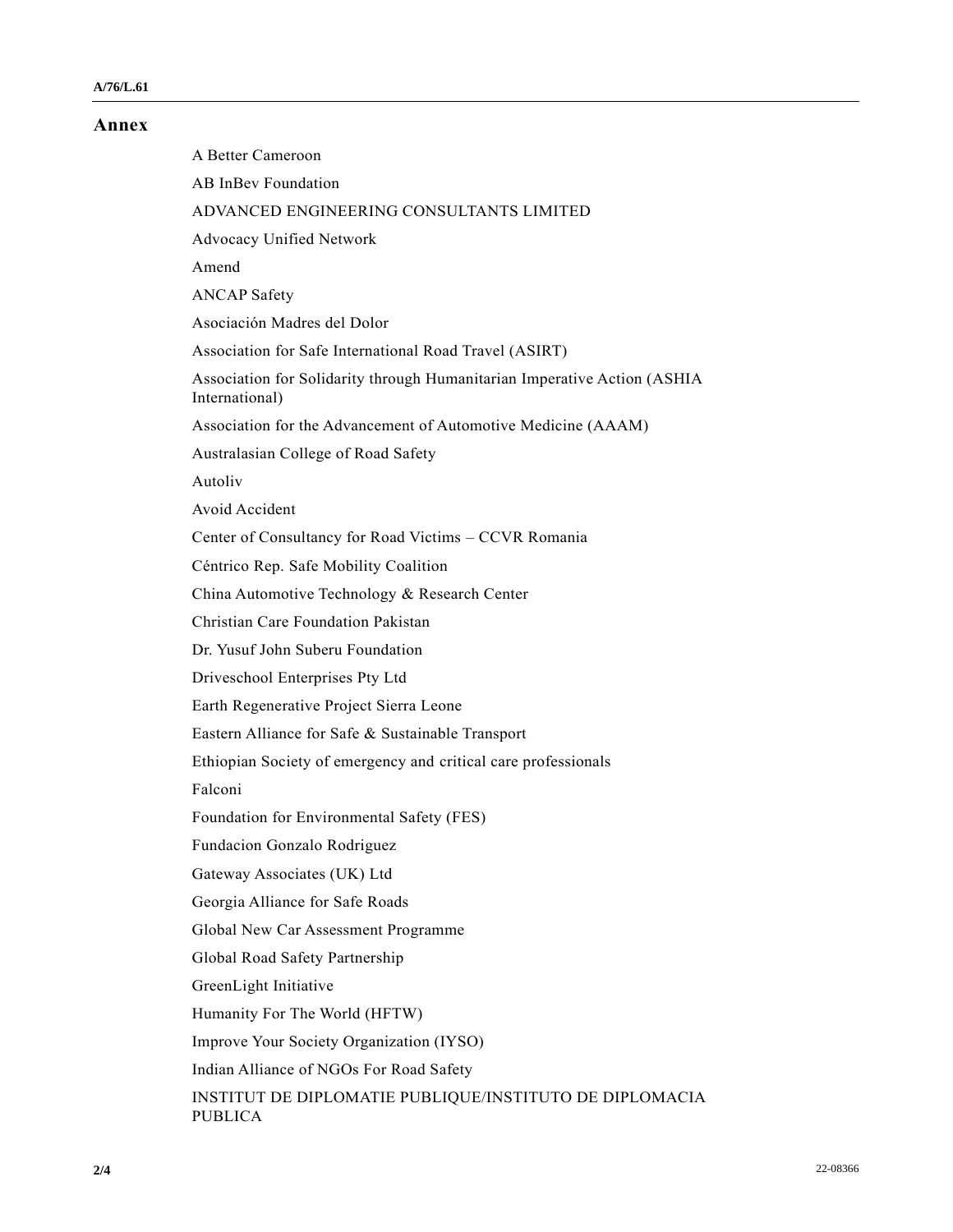## Annex

A Better Cameroon

AB InBev Foundation

ADVANCED ENGINEERING CONSULTANTS LIMITED

Advocacy Unified Network

Amend

ANCAP Safety

Asociación Madres del Dolor

Association for Safe International Road Travel (ASIRT)

Association for Solidarity through Humanitarian Imperative Action (ASHIA International)

Association for the Advancement of Automotive Medicine (AAAM)

Australasian College of Road Safety

Autoliv

Avoid Accident

Center of Consultancy for Road Victims – CCVR Romania

Céntrico Rep. Safe Mobility Coalition

China Automotive Technology & Research Center

Christian Care Foundation Pakistan

Dr. Yusuf John Suberu Foundation

Driveschool Enterprises Pty Ltd

Earth Regenerative Project Sierra Leone

Eastern Alliance for Safe & Sustainable Transport

Ethiopian Society of emergency and critical care professionals

Falconi

Foundation for Environmental Safety (FES)

Fundacion Gonzalo Rodriguez

Gateway Associates (UK) Ltd

Georgia Alliance for Safe Roads

Global New Car Assessment Programme

Global Road Safety Partnership

GreenLight Initiative

Humanity For The World (HFTW)

Improve Your Society Organization (IYSO)

Indian Alliance of NGOs For Road Safety

INSTITUT DE DIPLOMATIE PUBLIQUE/INSTITUTO DE DIPLOMACIA PUBLICA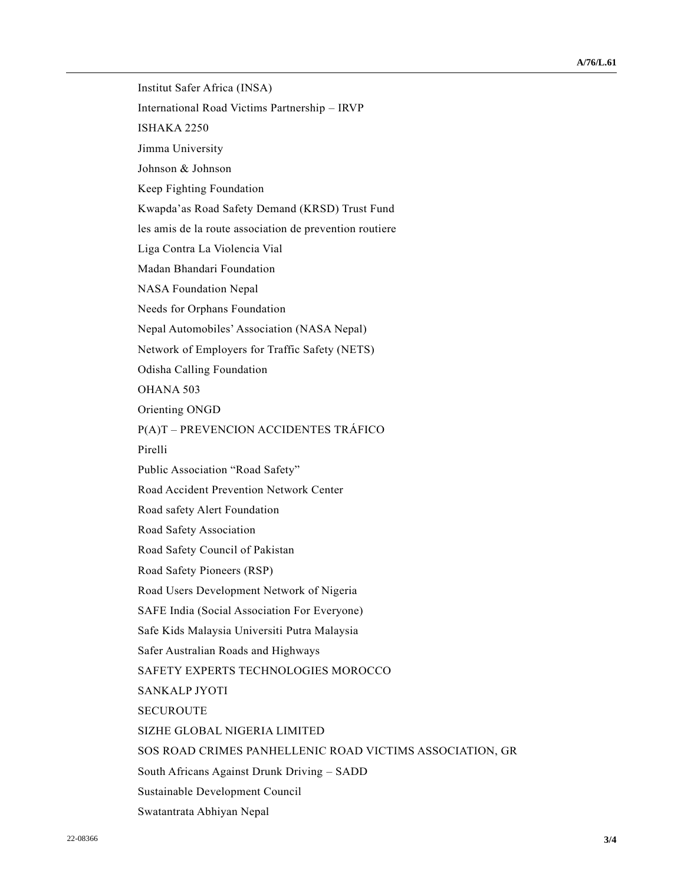Institut Safer Africa (INSA)

International Road Victims Partnership – IRVP

ISHAKA 2250

Jimma University

Johnson & Johnson

Keep Fighting Foundation

Kwapda'as Road Safety Demand (KRSD) Trust Fund

les amis de la route association de prevention routiere

Liga Contra La Violencia Vial

Madan Bhandari Foundation

NASA Foundation Nepal

Needs for Orphans Foundation

Nepal Automobiles' Association (NASA Nepal)

Network of Employers for Traffic Safety (NETS)

Odisha Calling Foundation

OHANA 503

Orienting ONGD

P(A)T – PREVENCION ACCIDENTES TRÁFICO

Pirelli

Public Association "Road Safety"

Road Accident Prevention Network Center

Road safety Alert Foundation

Road Safety Association

Road Safety Council of Pakistan

Road Safety Pioneers (RSP)

Road Users Development Network of Nigeria

SAFE India (Social Association For Everyone)

Safe Kids Malaysia Universiti Putra Malaysia

Safer Australian Roads and Highways

SAFETY EXPERTS TECHNOLOGIES MOROCCO

SANKALP JYOTI

SECUROUTE

SIZHE GLOBAL NIGERIA LIMITED

SOS ROAD CRIMES PANHELLENIC ROAD VICTIMS ASSOCIATION, GR

South Africans Against Drunk Driving – SADD

Sustainable Development Council

Swatantrata Abhiyan Nepal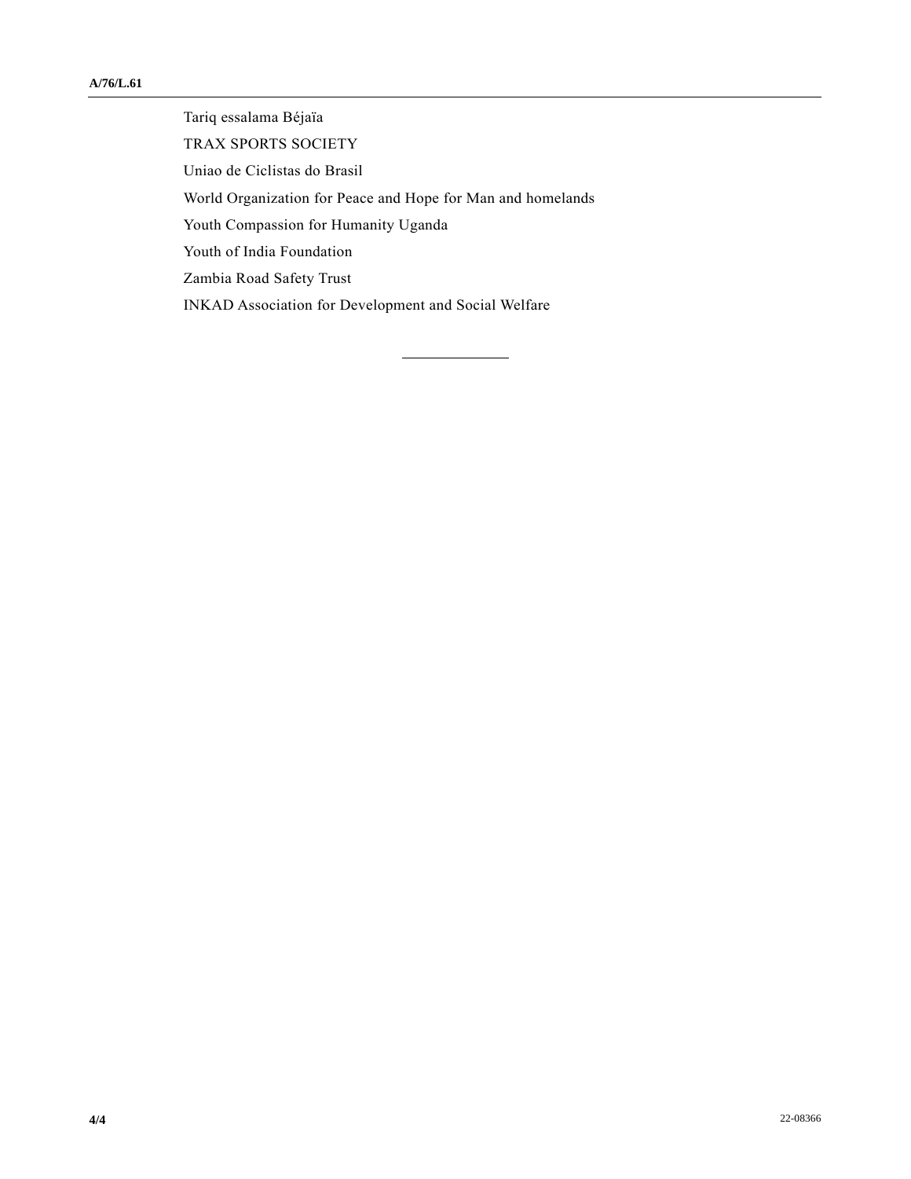Tariq essalama Béjaïa

TRAX SPORTS SOCIETY

Uniao de Ciclistas do Brasil

World Organization for Peace and Hope for Man and homelands

Youth Compassion for Humanity Uganda

Youth of India Foundation

Zambia Road Safety Trust

INKAD Association for Development and Social Welfare